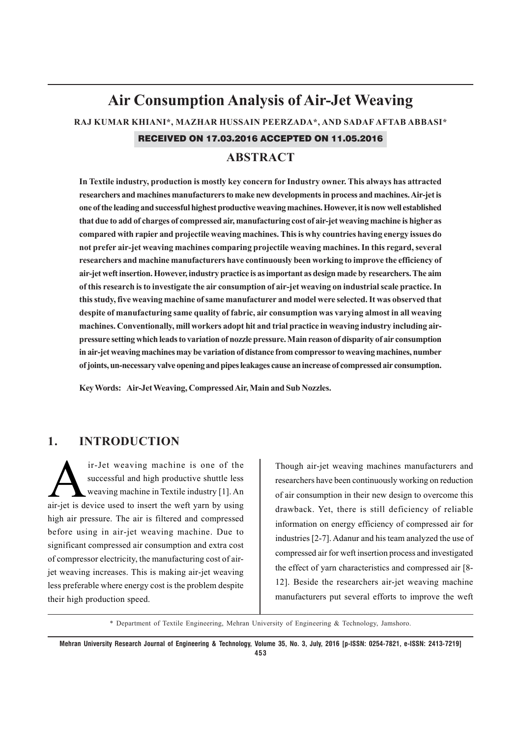# Air Consumption Analysis of Air-Jet Weaving

RAJ KUMAR KHIANI*, MAZHAR HUSSAIN PEERZADA*, AND SADAF AFTAB ABBASI*

RECEIVED ON 17.03.2016 ACCEPTED ON 11.05.2016

## ABSTRACT

**In Textile industry, production is mostly key concern for Industry owner. This always has attracted researchers and machines manufacturers to make new developments in process and machines. Air-jet is one of the leading and successful highest productive weaving machines. However, it is now well established that due to add of charges of compressed air, manufacturing cost of air-jet weaving machine is higher as compared with rapier and projectile weaving machines. This is why countries having energy issues do not prefer air-jet weaving machines comparing projectile weaving machines. In this regard, several researchers and machine manufacturers have continuously been working to improve the efficiency of air-jet weft insertion. However, industry practice is as important as design made by researchers. The aim of this research is to investigate the air consumption of air-jet weaving on industrial scale practice. In this study, five weaving machine of same manufacturer and model were selected. It was observed that despite of manufacturing same quality of fabric, air consumption was varying almost in all weaving machines. Conventionally, mill workers adopt hit and trial practice in weaving industry including air-pressure setting which leads to variation of nozzle pressure. Main reason of disparity of air consumption in air-jet weaving machines may be variation of distance from compressor to weaving machines, number of joints, un-necessary valve opening and pipes leakages cause an increase of compressed air consumption.**

**Key Words: Air-Jet Weaving, Compressed Air, Main and Sub Nozzles.**

## 1. INTRODUCTION

Air-Jet weaving machine is one of the successful and high productive shuttle less weaving machine in Textile industry [1]. An air-jet is device used to insert the weft yarn by using high air pressure. The air is filtered and compressed before using in air-jet weaving machine. Due to significant compressed air consumption and extra cost of compressor electricity, the manufacturing cost of air-jet weaving increases. This is making air-jet weaving less preferable where energy cost is the problem despite their high production speed.

Though air-jet weaving machines manufacturers and researchers have been continuously working on reduction of air consumption in their new design to overcome this drawback. Yet, there is still deficiency of reliable information on energy efficiency of compressed air for industries [2-7]. Adanur and his team analyzed the use of compressed air for weft insertion process and investigated the effect of yarn characteristics and compressed air [8-12]. Beside the researchers air-jet weaving machine manufacturers put several efforts to improve the weft

\* Department of Textile Engineering, Mehran University of Engineering & Technology, Jamshoro.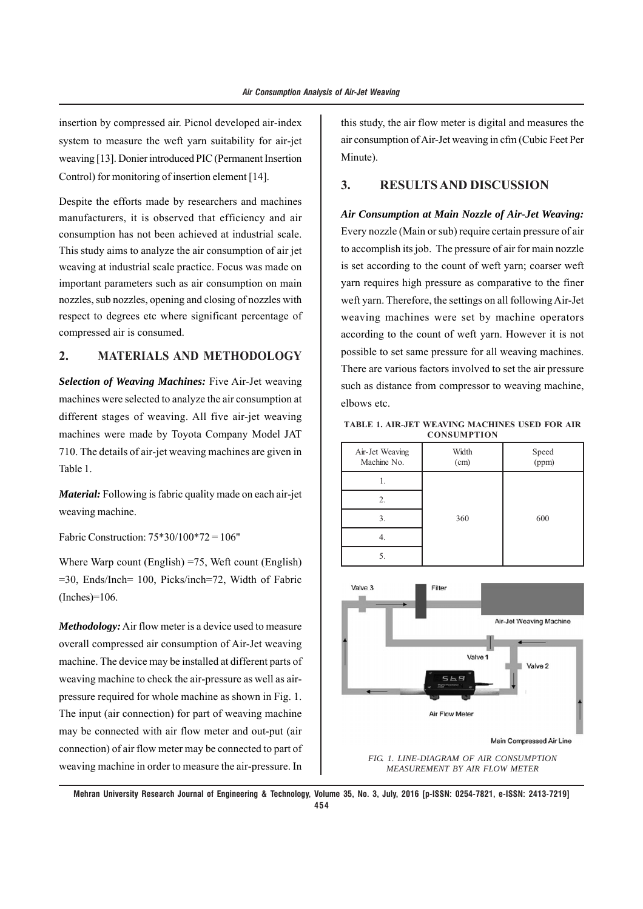insertion by compressed air. Picnol developed air-index system to measure the weft yarn suitability for air-jet weaving [13]. Donier introduced PIC (Permanent Insertion Control) for monitoring of insertion element [14].

Despite the efforts made by researchers and machines manufacturers, it is observed that efficiency and air consumption has not been achieved at industrial scale. This study aims to analyze the air consumption of air jet weaving at industrial scale practice. Focus was made on important parameters such as air consumption on main nozzles, sub nozzles, opening and closing of nozzles with respect to degrees etc where significant percentage of compressed air is consumed.

## 2. MATERIALS AND METHODOLOGY

***Selection of Weaving Machines:*** Five Air-Jet weaving machines were selected to analyze the air consumption at different stages of weaving. All five air-jet weaving machines were made by Toyota Company Model JAT 710. The details of air-jet weaving machines are given in Table 1.

***Material:*** Following is fabric quality made on each air-jet weaving machine.

Fabric Construction: 75*30/100*72 = 106"

Where Warp count (English) =75, Weft count (English) =30, Ends/Inch= 100, Picks/inch=72, Width of Fabric (Inches)=106.

***Methodology:*** Air flow meter is a device used to measure overall compressed air consumption of Air-Jet weaving machine. The device may be installed at different parts of weaving machine to check the air-pressure as well as air-pressure required for whole machine as shown in Fig. 1. The input (air connection) for part of weaving machine may be connected with air flow meter and out-put (air connection) of air flow meter may be connected to part of weaving machine in order to measure the air-pressure. In this study, the air flow meter is digital and measures the air consumption of Air-Jet weaving in cfm (Cubic Feet Per Minute).

## 3. RESULTS AND DISCUSSION

***Air Consumption at Main Nozzle of Air-Jet Weaving:*** Every nozzle (Main or sub) require certain pressure of air to accomplish its job. The pressure of air for main nozzle is set according to the count of weft yarn; coarser weft yarn requires high pressure as comparative to the finer weft yarn. Therefore, the settings on all following Air-Jet weaving machines were set by machine operators according to the count of weft yarn. However it is not possible to set same pressure for all weaving machines. There are various factors involved to set the air pressure such as distance from compressor to weaving machine, elbows etc.

TABLE 1. AIR-JET WEAVING MACHINES USED FOR AIR CONSUMPTION

| Air-Jet Weaving Machine No. | Width (cm) | Speed (ppm) |
|---|---|---|
| 1. | 360 | 600 |
| 2. | | |
| 3. | | |
| 4. | | |
| 5. | | |

FIG. 1. LINE-DIAGRAM OF AIR CONSUMPTION MEASUREMENT BY AIR FLOW METER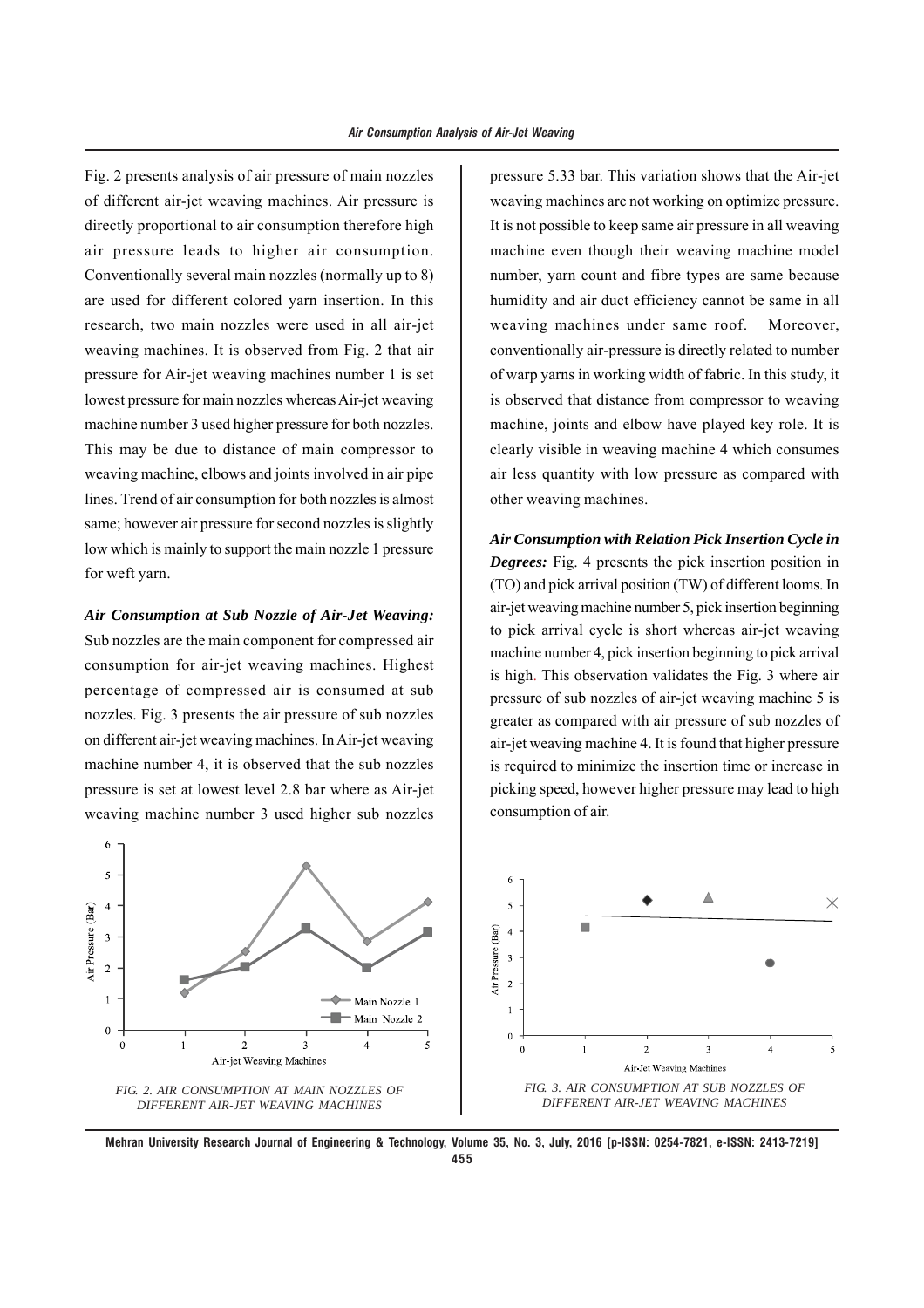Fig. 2 presents analysis of air pressure of main nozzles of different air-jet weaving machines. Air pressure is directly proportional to air consumption therefore high air pressure leads to higher air consumption. Conventionally several main nozzles (normally up to 8) are used for different colored yarn insertion. In this research, two main nozzles were used in all air-jet weaving machines. It is observed from Fig. 2 that air pressure for Air-jet weaving machines number 1 is set lowest pressure for main nozzles whereas Air-jet weaving machine number 3 used higher pressure for both nozzles. This may be due to distance of main compressor to weaving machine, elbows and joints involved in air pipe lines. Trend of air consumption for both nozzles is almost same; however air pressure for second nozzles is slightly low which is mainly to support the main nozzle 1 pressure for weft yarn.

***Air Consumption at Sub Nozzle of Air-Jet Weaving:*** Sub nozzles are the main component for compressed air consumption for air-jet weaving machines. Highest percentage of compressed air is consumed at sub nozzles. Fig. 3 presents the air pressure of sub nozzles on different air-jet weaving machines. In Air-jet weaving machine number 4, it is observed that the sub nozzles pressure is set at lowest level 2.8 bar where as Air-jet weaving machine number 3 used higher sub nozzles pressure 5.33 bar. This variation shows that the Air-jet weaving machines are not working on optimize pressure. It is not possible to keep same air pressure in all weaving machine even though their weaving machine model number, yarn count and fibre types are same because humidity and air duct efficiency cannot be same in all weaving machines under same roof. Moreover, conventionally air-pressure is directly related to number of warp yarns in working width of fabric. In this study, it is observed that distance from compressor to weaving machine, joints and elbow have played key role. It is clearly visible in weaving machine 4 which consumes air less quantity with low pressure as compared with other weaving machines.

***Air Consumption with Relation Pick Insertion Cycle in Degrees:*** Fig. 4 presents the pick insertion position in (TO) and pick arrival position (TW) of different looms. In air-jet weaving machine number 5, pick insertion beginning to pick arrival cycle is short whereas air-jet weaving machine number 4, pick insertion beginning to pick arrival is high. This observation validates the Fig. 3 where air pressure of sub nozzles of air-jet weaving machine 5 is greater as compared with air pressure of sub nozzles of air-jet weaving machine 4. It is found that higher pressure is required to minimize the insertion time or increase in picking speed, however higher pressure may lead to high consumption of air.

Air Pressure (Bar)
0
1
2
3
4
5
6
Air-jet Weaving Machines
0
1
2
3
4
5
Main Nozzle 1
Main Nozzle 2

FIG. 2. AIR CONSUMPTION AT MAIN NOZZLES OF DIFFERENT AIR-JET WEAVING MACHINES

Air Pressure (Bar)
0
1
2
3
4
5
6
Air-Jet Weaving Machines
0
1
2
3
4
5

FIG. 3. AIR CONSUMPTION AT SUB NOZZLES OF DIFFERENT AIR-JET WEAVING MACHINES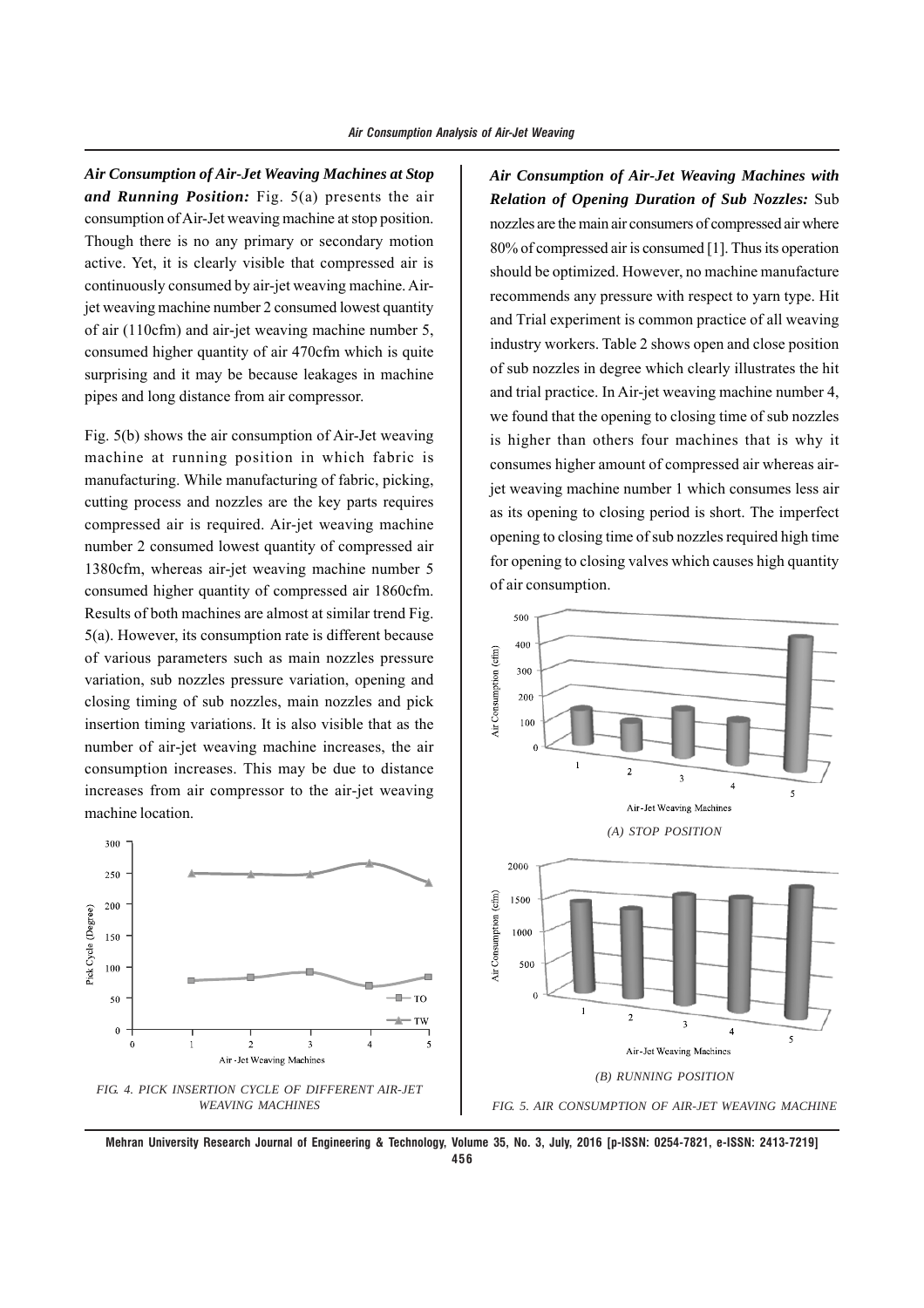***Air Consumption of Air-Jet Weaving Machines at Stop and Running Position:*** Fig. 5(a) presents the air consumption of Air-Jet weaving machine at stop position. Though there is no any primary or secondary motion active. Yet, it is clearly visible that compressed air is continuously consumed by air-jet weaving machine. Air-jet weaving machine number 2 consumed lowest quantity of air (110cfm) and air-jet weaving machine number 5, consumed higher quantity of air 470cfm which is quite surprising and it may be because leakages in machine pipes and long distance from air compressor.

Fig. 5(b) shows the air consumption of Air-Jet weaving machine at running position in which fabric is manufacturing. While manufacturing of fabric, picking, cutting process and nozzles are the key parts requires compressed air is required. Air-jet weaving machine number 2 consumed lowest quantity of compressed air 1380cfm, whereas air-jet weaving machine number 5 consumed higher quantity of compressed air 1860cfm. Results of both machines are almost at similar trend Fig. 5(a). However, its consumption rate is different because of various parameters such as main nozzles pressure variation, sub nozzles pressure variation, opening and closing timing of sub nozzles, main nozzles and pick insertion timing variations. It is also visible that as the number of air-jet weaving machine increases, the air consumption increases. This may be due to distance increases from air compressor to the air-jet weaving machine location.

Pick Cycle (Degree)
300
250
200
150
100
50
0
0 1 2 3 4 5
Air -Jet Weaving Machines
TO
TW

*FIG. 4. PICK INSERTION CYCLE OF DIFFERENT AIR-JET WEAVING MACHINES*

***Air Consumption of Air-Jet Weaving Machines with Relation of Opening Duration of Sub Nozzles:*** Sub nozzles are the main air consumers of compressed air where 80% of compressed air is consumed [1]. Thus its operation should be optimized. However, no machine manufacture recommends any pressure with respect to yarn type. Hit and Trial experiment is common practice of all weaving industry workers. Table 2 shows open and close position of sub nozzles in degree which clearly illustrates the hit and trial practice. In Air-jet weaving machine number 4, we found that the opening to closing time of sub nozzles is higher than others four machines that is why it consumes higher amount of compressed air whereas air-jet weaving machine number 1 which consumes less air as its opening to closing period is short. The imperfect opening to closing time of sub nozzles required high time for opening to closing valves which causes high quantity of air consumption.

Air Consumption (cfm)
500
400
300
200
100
0
1 2 3 4 5
Air-Jet Weaving Machines

*(A) STOP POSITION*

Air Consumption (cfm)
2000
1500
1000
500
0
1 2 3 4 5
Air-Jet Weaving Machines

*(B) RUNNING POSITION*

*FIG. 5. AIR CONSUMPTION OF AIR-JET WEAVING MACHINE*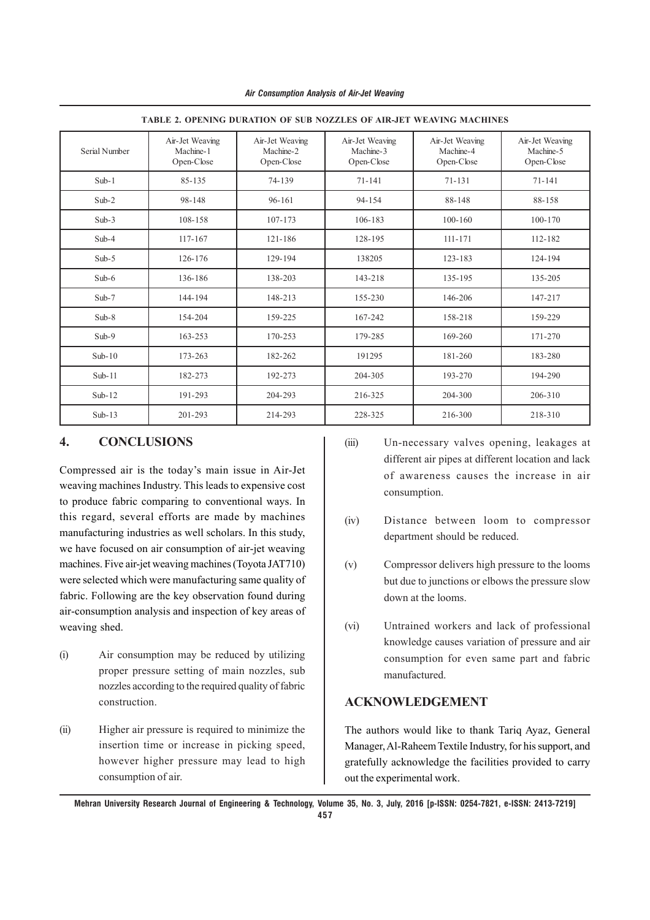TABLE 2. OPENING DURATION OF SUB NOZZLES OF AIR-JET WEAVING MACHINES

| Serial Number | Air-Jet Weaving Machine-1 Open-Close | Air-Jet Weaving Machine-2 Open-Close | Air-Jet Weaving Machine-3 Open-Close | Air-Jet Weaving Machine-4 Open-Close | Air-Jet Weaving Machine-5 Open-Close |
|---|---|---|---|---|---|
| Sub-1 | 85-135 | 74-139 | 71-141 | 71-131 | 71-141 |
| Sub-2 | 98-148 | 96-161 | 94-154 | 88-148 | 88-158 |
| Sub-3 | 108-158 | 107-173 | 106-183 | 100-160 | 100-170 |
| Sub-4 | 117-167 | 121-186 | 128-195 | 111-171 | 112-182 |
| Sub-5 | 126-176 | 129-194 | 138205 | 123-183 | 124-194 |
| Sub-6 | 136-186 | 138-203 | 143-218 | 135-195 | 135-205 |
| Sub-7 | 144-194 | 148-213 | 155-230 | 146-206 | 147-217 |
| Sub-8 | 154-204 | 159-225 | 167-242 | 158-218 | 159-229 |
| Sub-9 | 163-253 | 170-253 | 179-285 | 169-260 | 171-270 |
| Sub-10 | 173-263 | 182-262 | 191295 | 181-260 | 183-280 |
| Sub-11 | 182-273 | 192-273 | 204-305 | 193-270 | 194-290 |
| Sub-12 | 191-293 | 204-293 | 216-325 | 204-300 | 206-310 |
| Sub-13 | 201-293 | 214-293 | 228-325 | 216-300 | 218-310 |

## 4. CONCLUSIONS

Compressed air is the today's main issue in Air-Jet weaving machines Industry. This leads to expensive cost to produce fabric comparing to conventional ways. In this regard, several efforts are made by machines manufacturing industries as well scholars. In this study, we have focused on air consumption of air-jet weaving machines. Five air-jet weaving machines (Toyota JAT710) were selected which were manufacturing same quality of fabric. Following are the key observation found during air-consumption analysis and inspection of key areas of weaving shed.

(i) Air consumption may be reduced by utilizing proper pressure setting of main nozzles, sub nozzles according to the required quality of fabric construction.

(ii) Higher air pressure is required to minimize the insertion time or increase in picking speed, however higher pressure may lead to high consumption of air.

(iii) Un-necessary valves opening, leakages at different air pipes at different location and lack of awareness causes the increase in air consumption.

(iv) Distance between loom to compressor department should be reduced.

(v) Compressor delivers high pressure to the looms but due to junctions or elbows the pressure slow down at the looms.

(vi) Untrained workers and lack of professional knowledge causes variation of pressure and air consumption for even same part and fabric manufactured.

## ACKNOWLEDGEMENT

The authors would like to thank Tariq Ayaz, General Manager, Al-Raheem Textile Industry, for his support, and gratefully acknowledge the facilities provided to carry out the experimental work.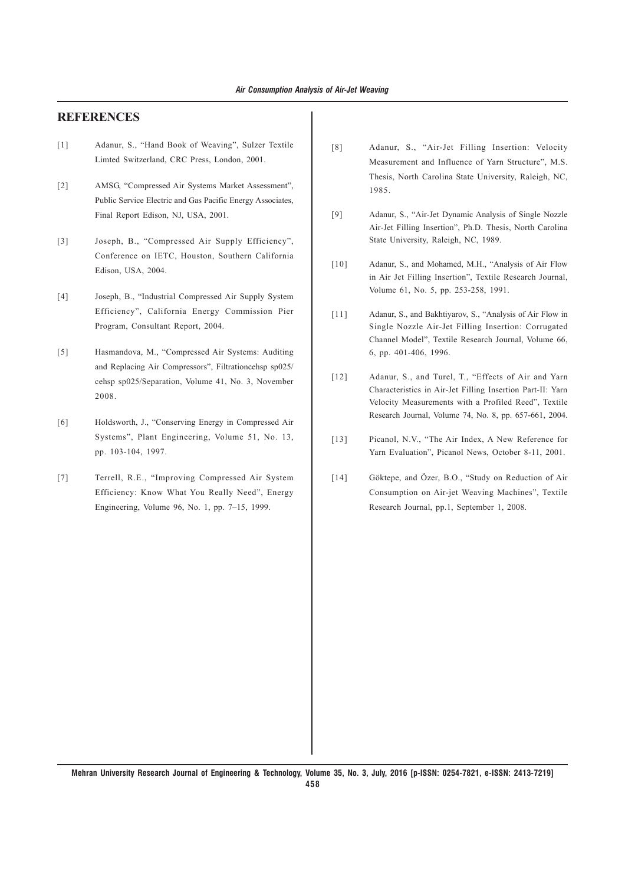## REFERENCES

[1] Adanur, S., "Hand Book of Weaving", Sulzer Textile Limted Switzerland, CRC Press, London, 2001.

[2] AMSG, "Compressed Air Systems Market Assessment", Public Service Electric and Gas Pacific Energy Associates, Final Report Edison, NJ, USA, 2001.

[3] Joseph, B., "Compressed Air Supply Efficiency", Conference on IETC, Houston, Southern California Edison, USA, 2004.

[4] Joseph, B., "Industrial Compressed Air Supply System Efficiency", California Energy Commission Pier Program, Consultant Report, 2004.

[5] Hasmandova, M., "Compressed Air Systems: Auditing and Replacing Air Compressors", Filtrationcehsp sp025/ cehsp sp025/Separation, Volume 41, No. 3, November 2008.

[6] Holdsworth, J., "Conserving Energy in Compressed Air Systems", Plant Engineering, Volume 51, No. 13, pp. 103-104, 1997.

[7] Terrell, R.E., "Improving Compressed Air System Efficiency: Know What You Really Need", Energy Engineering, Volume 96, No. 1, pp. 7–15, 1999.

[8] Adanur, S., "Air-Jet Filling Insertion: Velocity Measurement and Influence of Yarn Structure", M.S. Thesis, North Carolina State University, Raleigh, NC, 1985.

[9] Adanur, S., "Air-Jet Dynamic Analysis of Single Nozzle Air-Jet Filling Insertion", Ph.D. Thesis, North Carolina State University, Raleigh, NC, 1989.

[10] Adanur, S., and Mohamed, M.H., "Analysis of Air Flow in Air Jet Filling Insertion", Textile Research Journal, Volume 61, No. 5, pp. 253-258, 1991.

[11] Adanur, S., and Bakhtiyarov, S., "Analysis of Air Flow in Single Nozzle Air-Jet Filling Insertion: Corrugated Channel Model", Textile Research Journal, Volume 66, 6, pp. 401-406, 1996.

[12] Adanur, S., and Turel, T., "Effects of Air and Yarn Characteristics in Air-Jet Filling Insertion Part-II: Yarn Velocity Measurements with a Profiled Reed", Textile Research Journal, Volume 74, No. 8, pp. 657-661, 2004.

[13] Picanol, N.V., "The Air Index, A New Reference for Yarn Evaluation", Picanol News, October 8-11, 2001.

[14] Göktepe, and Özer, B.O., "Study on Reduction of Air Consumption on Air-jet Weaving Machines", Textile Research Journal, pp.1, September 1, 2008.